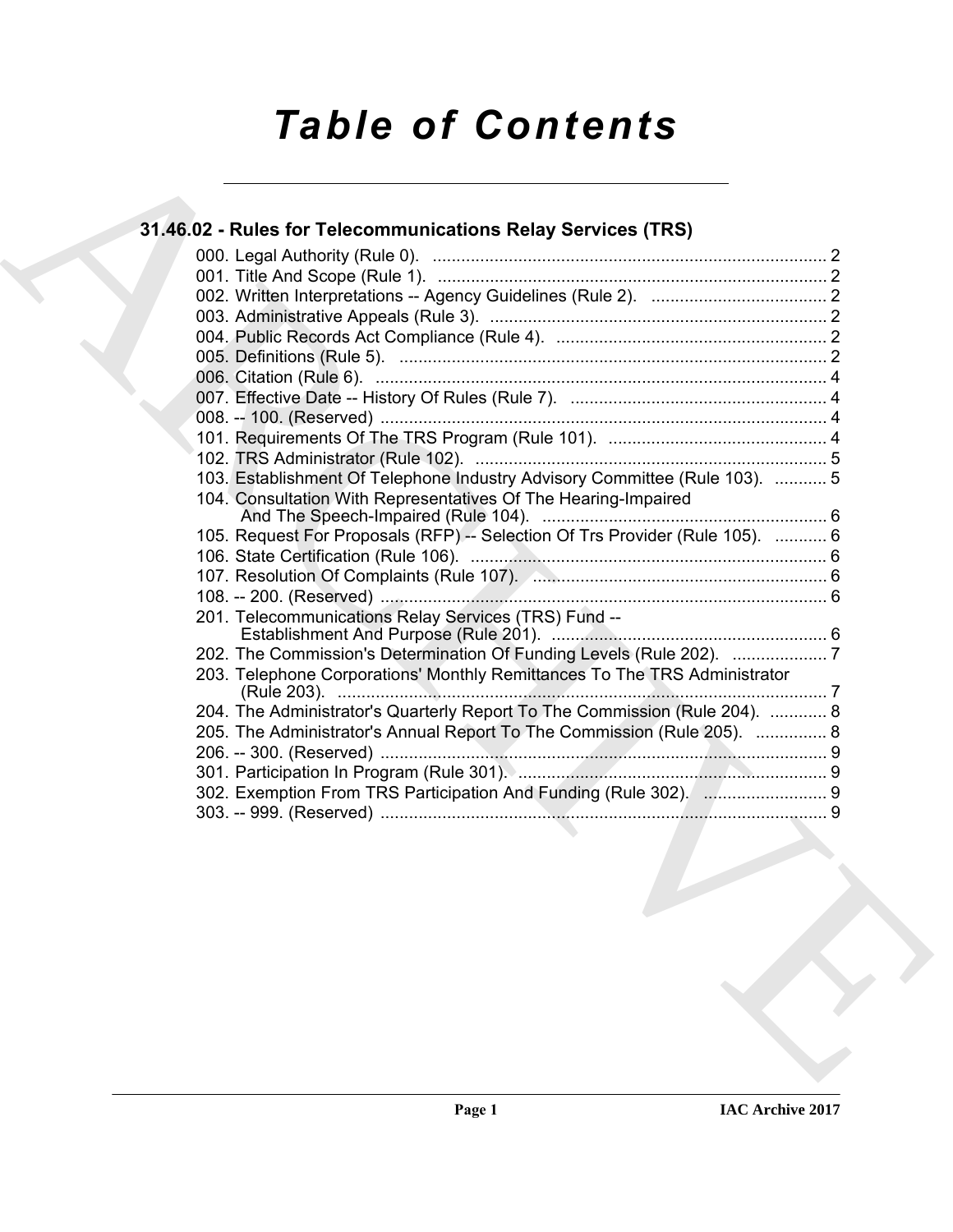# Table of Contents

## 31.46.02 - Rules for Telecommunications Relay Services (TRS)

000. Legal Authority (Rule 0). .......... 2
001. Title And Scope (Rule 1). .......... 2
002. Written Interpretations -- Agency Guidelines (Rule 2). .......... 2
003. Administrative Appeals (Rule 3). .......... 2
004. Public Records Act Compliance (Rule 4). .......... 2
005. Definitions (Rule 5). .......... 2
006. Citation (Rule 6). .......... 4
007. Effective Date -- History Of Rules (Rule 7). .......... 4
008. -- 100. (Reserved) .......... 4
101. Requirements Of The TRS Program (Rule 101). .......... 4
102. TRS Administrator (Rule 102). .......... 5
103. Establishment Of Telephone Industry Advisory Committee (Rule 103). .......... 5
104. Consultation With Representatives Of The Hearing-Impaired And The Speech-Impaired (Rule 104). .......... 6
105. Request For Proposals (RFP) -- Selection Of Trs Provider (Rule 105). .......... 6
106. State Certification (Rule 106). .......... 6
107. Resolution Of Complaints (Rule 107). .......... 6
108. -- 200. (Reserved) .......... 6
201. Telecommunications Relay Services (TRS) Fund -- Establishment And Purpose (Rule 201). .......... 6
202. The Commission's Determination Of Funding Levels (Rule 202). .......... 7
203. Telephone Corporations' Monthly Remittances To The TRS Administrator (Rule 203). .......... 7
204. The Administrator's Quarterly Report To The Commission (Rule 204). .......... 8
205. The Administrator's Annual Report To The Commission (Rule 205). .......... 8
206. -- 300. (Reserved) .......... 9
301. Participation In Program (Rule 301). .......... 9
302. Exemption From TRS Participation And Funding (Rule 302). .......... 9
303. -- 999. (Reserved) .......... 9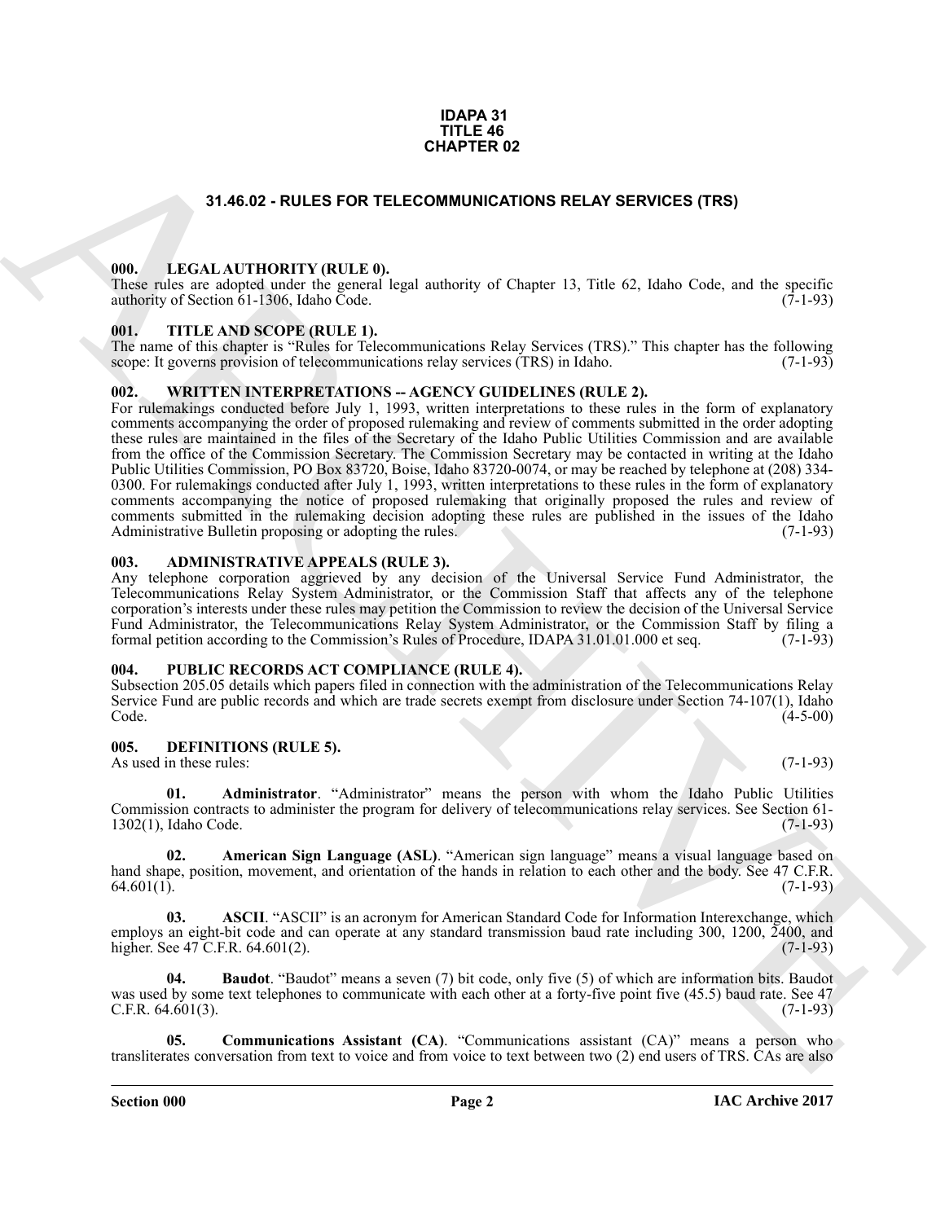# IDAPA 31
# TITLE 46
# CHAPTER 02

## 31.46.02 - RULES FOR TELECOMMUNICATIONS RELAY SERVICES (TRS)

### 000. LEGAL AUTHORITY (RULE 0).

These rules are adopted under the general legal authority of Chapter 13, Title 62, Idaho Code, and the specific authority of Section 61-1306, Idaho Code. (7-1-93)

### 001. TITLE AND SCOPE (RULE 1).

The name of this chapter is "Rules for Telecommunications Relay Services (TRS)." This chapter has the following scope: It governs provision of telecommunications relay services (TRS) in Idaho. (7-1-93)

### 002. WRITTEN INTERPRETATIONS -- AGENCY GUIDELINES (RULE 2).

For rulemakings conducted before July 1, 1993, written interpretations to these rules in the form of explanatory comments accompanying the order of proposed rulemaking and review of comments submitted in the order adopting these rules are maintained in the files of the Secretary of the Idaho Public Utilities Commission and are available from the office of the Commission Secretary. The Commission Secretary may be contacted in writing at the Idaho Public Utilities Commission, PO Box 83720, Boise, Idaho 83720-0074, or may be reached by telephone at (208) 334-0300. For rulemakings conducted after July 1, 1993, written interpretations to these rules in the form of explanatory comments accompanying the notice of proposed rulemaking that originally proposed the rules and review of comments submitted in the rulemaking decision adopting these rules are published in the issues of the Idaho Administrative Bulletin proposing or adopting the rules. (7-1-93)

### 003. ADMINISTRATIVE APPEALS (RULE 3).

Any telephone corporation aggrieved by any decision of the Universal Service Fund Administrator, the Telecommunications Relay System Administrator, or the Commission Staff that affects any of the telephone corporation's interests under these rules may petition the Commission to review the decision of the Universal Service Fund Administrator, the Telecommunications Relay System Administrator, or the Commission Staff by filing a formal petition according to the Commission's Rules of Procedure, IDAPA 31.01.01.000 et seq. (7-1-93)

### 004. PUBLIC RECORDS ACT COMPLIANCE (RULE 4).

Subsection 205.05 details which papers filed in connection with the administration of the Telecommunications Relay Service Fund are public records and which are trade secrets exempt from disclosure under Section 74-107(1), Idaho Code. (4-5-00)

### 005. DEFINITIONS (RULE 5).

As used in these rules: (7-1-93)

**01. Administrator**. "Administrator" means the person with whom the Idaho Public Utilities Commission contracts to administer the program for delivery of telecommunications relay services. See Section 61-1302(1), Idaho Code. (7-1-93)

**02. American Sign Language (ASL)**. "American sign language" means a visual language based on hand shape, position, movement, and orientation of the hands in relation to each other and the body. See 47 C.F.R. 64.601(1). (7-1-93)

**03. ASCII**. "ASCII" is an acronym for American Standard Code for Information Interexchange, which employs an eight-bit code and can operate at any standard transmission baud rate including 300, 1200, 2400, and higher. See 47 C.F.R. 64.601(2). (7-1-93)

**04. Baudot**. "Baudot" means a seven (7) bit code, only five (5) of which are information bits. Baudot was used by some text telephones to communicate with each other at a forty-five point five (45.5) baud rate. See 47 C.F.R. 64.601(3). (7-1-93)

**05. Communications Assistant (CA)**. "Communications assistant (CA)" means a person who transliterates conversation from text to voice and from voice to text between two (2) end users of TRS. CAs are also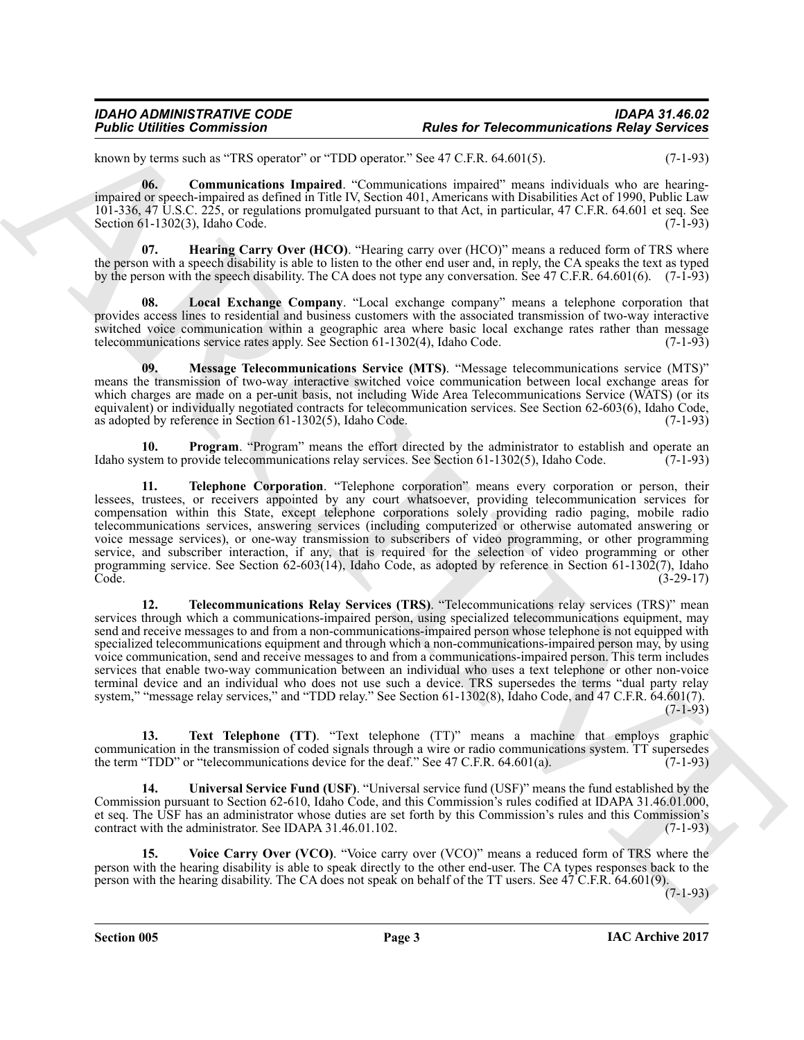known by terms such as "TRS operator" or "TDD operator." See 47 C.F.R. 64.601(5). (7-1-93)

**06. Communications Impaired**. "Communications impaired" means individuals who are hearing-impaired or speech-impaired as defined in Title IV, Section 401, Americans with Disabilities Act of 1990, Public Law 101-336, 47 U.S.C. 225, or regulations promulgated pursuant to that Act, in particular, 47 C.F.R. 64.601 et seq. See Section 61-1302(3), Idaho Code. (7-1-93)

**07. Hearing Carry Over (HCO)**. "Hearing carry over (HCO)" means a reduced form of TRS where the person with a speech disability is able to listen to the other end user and, in reply, the CA speaks the text as typed by the person with the speech disability. The CA does not type any conversation. See 47 C.F.R. 64.601(6). (7-1-93)

**08. Local Exchange Company**. "Local exchange company" means a telephone corporation that provides access lines to residential and business customers with the associated transmission of two-way interactive switched voice communication within a geographic area where basic local exchange rates rather than message telecommunications service rates apply. See Section 61-1302(4), Idaho Code. (7-1-93)

**09. Message Telecommunications Service (MTS)**. "Message telecommunications service (MTS)" means the transmission of two-way interactive switched voice communication between local exchange areas for which charges are made on a per-unit basis, not including Wide Area Telecommunications Service (WATS) (or its equivalent) or individually negotiated contracts for telecommunication services. See Section 62-603(6), Idaho Code, as adopted by reference in Section 61-1302(5), Idaho Code. (7-1-93)

**10. Program**. "Program" means the effort directed by the administrator to establish and operate an Idaho system to provide telecommunications relay services. See Section 61-1302(5), Idaho Code. (7-1-93)

**11. Telephone Corporation**. "Telephone corporation" means every corporation or person, their lessees, trustees, or receivers appointed by any court whatsoever, providing telecommunication services for compensation within this State, except telephone corporations solely providing radio paging, mobile radio telecommunications services, answering services (including computerized or otherwise automated answering or voice message services), or one-way transmission to subscribers of video programming, or other programming service, and subscriber interaction, if any, that is required for the selection of video programming or other programming service. See Section 62-603(14), Idaho Code, as adopted by reference in Section 61-1302(7), Idaho Code. (3-29-17)

**12. Telecommunications Relay Services (TRS)**. "Telecommunications relay services (TRS)" mean services through which a communications-impaired person, using specialized telecommunications equipment, may send and receive messages to and from a non-communications-impaired person whose telephone is not equipped with specialized telecommunications equipment and through which a non-communications-impaired person may, by using voice communication, send and receive messages to and from a communications-impaired person. This term includes services that enable two-way communication between an individual who uses a text telephone or other non-voice terminal device and an individual who does not use such a device. TRS supersedes the terms "dual party relay system," "message relay services," and "TDD relay." See Section 61-1302(8), Idaho Code, and 47 C.F.R. 64.601(7). (7-1-93)

**13. Text Telephone (TT)**. "Text telephone (TT)" means a machine that employs graphic communication in the transmission of coded signals through a wire or radio communications system. TT supersedes the term "TDD" or "telecommunications device for the deaf." See 47 C.F.R. 64.601(a). (7-1-93)

**14. Universal Service Fund (USF)**. "Universal service fund (USF)" means the fund established by the Commission pursuant to Section 62-610, Idaho Code, and this Commission's rules codified at IDAPA 31.46.01.000, et seq. The USF has an administrator whose duties are set forth by this Commission's rules and this Commission's contract with the administrator. See IDAPA 31.46.01.102. (7-1-93)

**15. Voice Carry Over (VCO)**. "Voice carry over (VCO)" means a reduced form of TRS where the person with the hearing disability is able to speak directly to the other end-user. The CA types responses back to the person with the hearing disability. The CA does not speak on behalf of the TT users. See 47 C.F.R. 64.601(9). (7-1-93)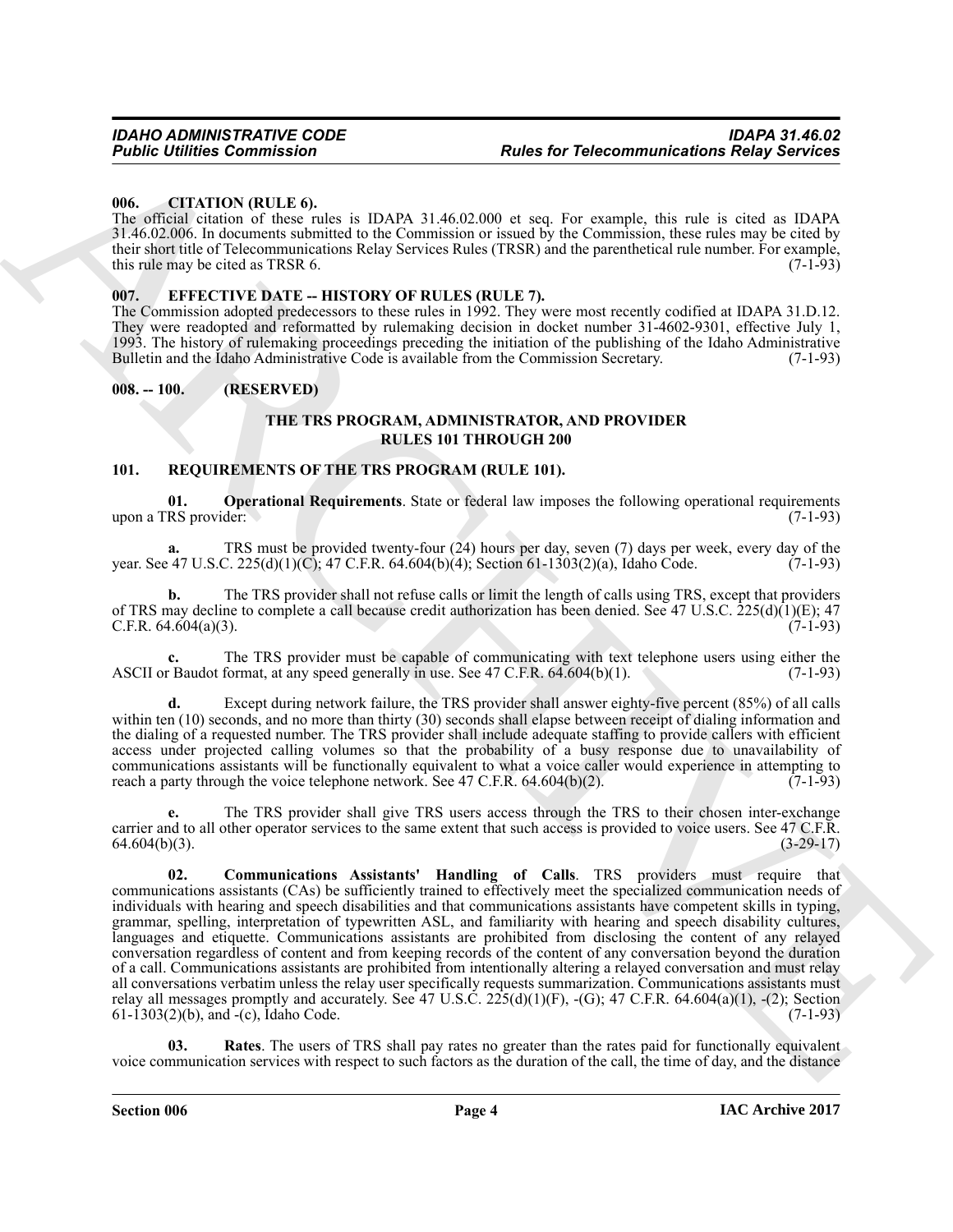### 006. CITATION (RULE 6).

The official citation of these rules is IDAPA 31.46.02.000 et seq. For example, this rule is cited as IDAPA 31.46.02.006. In documents submitted to the Commission or issued by the Commission, these rules may be cited by their short title of Telecommunications Relay Services Rules (TRSR) and the parenthetical rule number. For example, this rule may be cited as TRSR 6. (7-1-93)

### 007. EFFECTIVE DATE -- HISTORY OF RULES (RULE 7).

The Commission adopted predecessors to these rules in 1992. They were most recently codified at IDAPA 31.D.12. They were readopted and reformatted by rulemaking decision in docket number 31-4602-9301, effective July 1, 1993. The history of rulemaking proceedings preceding the initiation of the publishing of the Idaho Administrative Bulletin and the Idaho Administrative Code is available from the Commission Secretary. (7-1-93)

### 008. -- 100. (RESERVED)

## THE TRS PROGRAM, ADMINISTRATOR, AND PROVIDER RULES 101 THROUGH 200

### 101. REQUIREMENTS OF THE TRS PROGRAM (RULE 101).

**01. Operational Requirements**. State or federal law imposes the following operational requirements upon a TRS provider: (7-1-93)

**a.** TRS must be provided twenty-four (24) hours per day, seven (7) days per week, every day of the year. See 47 U.S.C. 225(d)(1)(C); 47 C.F.R. 64.604(b)(4); Section 61-1303(2)(a), Idaho Code. (7-1-93)

**b.** The TRS provider shall not refuse calls or limit the length of calls using TRS, except that providers of TRS may decline to complete a call because credit authorization has been denied. See 47 U.S.C. 225(d)(1)(E); 47 C.F.R. 64.604(a)(3). (7-1-93)

**c.** The TRS provider must be capable of communicating with text telephone users using either the ASCII or Baudot format, at any speed generally in use. See 47 C.F.R. 64.604(b)(1). (7-1-93)

**d.** Except during network failure, the TRS provider shall answer eighty-five percent (85%) of all calls within ten (10) seconds, and no more than thirty (30) seconds shall elapse between receipt of dialing information and the dialing of a requested number. The TRS provider shall include adequate staffing to provide callers with efficient access under projected calling volumes so that the probability of a busy response due to unavailability of communications assistants will be functionally equivalent to what a voice caller would experience in attempting to reach a party through the voice telephone network. See 47 C.F.R. 64.604(b)(2). (7-1-93)

**e.** The TRS provider shall give TRS users access through the TRS to their chosen inter-exchange carrier and to all other operator services to the same extent that such access is provided to voice users. See 47 C.F.R. 64.604(b)(3). (3-29-17)

**02. Communications Assistants' Handling of Calls**. TRS providers must require that communications assistants (CAs) be sufficiently trained to effectively meet the specialized communication needs of individuals with hearing and speech disabilities and that communications assistants have competent skills in typing, grammar, spelling, interpretation of typewritten ASL, and familiarity with hearing and speech disability cultures, languages and etiquette. Communications assistants are prohibited from disclosing the content of any relayed conversation regardless of content and from keeping records of the content of any conversation beyond the duration of a call. Communications assistants are prohibited from intentionally altering a relayed conversation and must relay all conversations verbatim unless the relay user specifically requests summarization. Communications assistants must relay all messages promptly and accurately. See 47 U.S.C. 225(d)(1)(F), -(G); 47 C.F.R. 64.604(a)(1), -(2); Section 61-1303(2)(b), and -(c), Idaho Code. (7-1-93)

**03. Rates**. The users of TRS shall pay rates no greater than the rates paid for functionally equivalent voice communication services with respect to such factors as the duration of the call, the time of day, and the distance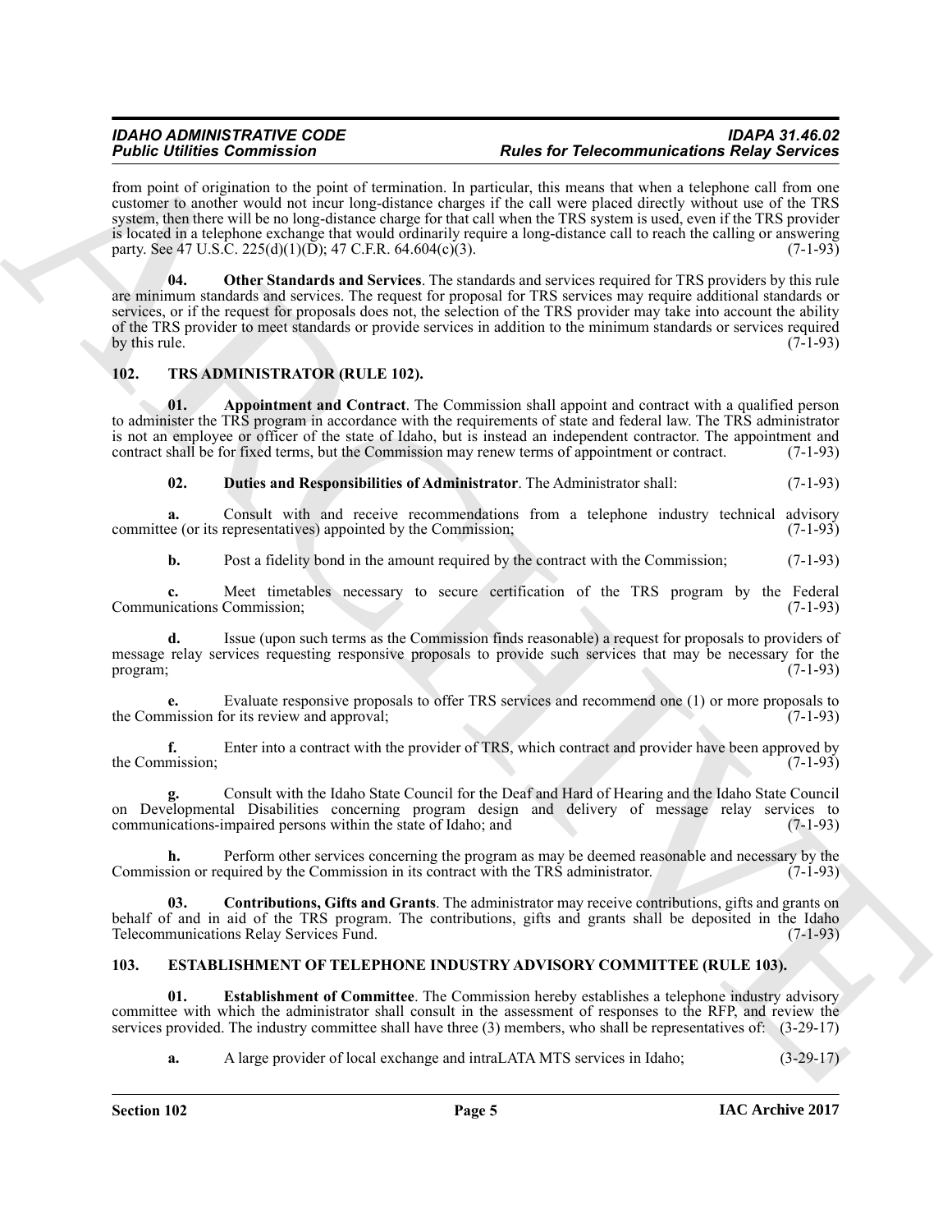from point of origination to the point of termination. In particular, this means that when a telephone call from one customer to another would not incur long-distance charges if the call were placed directly without use of the TRS system, then there will be no long-distance charge for that call when the TRS system is used, even if the TRS provider is located in a telephone exchange that would ordinarily require a long-distance call to reach the calling or answering party. See 47 U.S.C. 225(d)(1)(D); 47 C.F.R. 64.604(c)(3). (7-1-93)

**04. Other Standards and Services**. The standards and services required for TRS providers by this rule are minimum standards and services. The request for proposal for TRS services may require additional standards or services, or if the request for proposals does not, the selection of the TRS provider may take into account the ability of the TRS provider to meet standards or provide services in addition to the minimum standards or services required by this rule. (7-1-93)

## 102. TRS ADMINISTRATOR (RULE 102).

**01. Appointment and Contract**. The Commission shall appoint and contract with a qualified person to administer the TRS program in accordance with the requirements of state and federal law. The TRS administrator is not an employee or officer of the state of Idaho, but is instead an independent contractor. The appointment and contract shall be for fixed terms, but the Commission may renew terms of appointment or contract. (7-1-93)

**02. Duties and Responsibilities of Administrator**. The Administrator shall: (7-1-93)

**a.** Consult with and receive recommendations from a telephone industry technical advisory committee (or its representatives) appointed by the Commission; (7-1-93)

**b.** Post a fidelity bond in the amount required by the contract with the Commission; (7-1-93)

**c.** Meet timetables necessary to secure certification of the TRS program by the Federal Communications Commission; (7-1-93)

**d.** Issue (upon such terms as the Commission finds reasonable) a request for proposals to providers of message relay services requesting responsive proposals to provide such services that may be necessary for the program; (7-1-93)

**e.** Evaluate responsive proposals to offer TRS services and recommend one (1) or more proposals to the Commission for its review and approval; (7-1-93)

**f.** Enter into a contract with the provider of TRS, which contract and provider have been approved by the Commission; (7-1-93)

**g.** Consult with the Idaho State Council for the Deaf and Hard of Hearing and the Idaho State Council on Developmental Disabilities concerning program design and delivery of message relay services to communications-impaired persons within the state of Idaho; and (7-1-93)

**h.** Perform other services concerning the program as may be deemed reasonable and necessary by the Commission or required by the Commission in its contract with the TRS administrator. (7-1-93)

**03. Contributions, Gifts and Grants**. The administrator may receive contributions, gifts and grants on behalf of and in aid of the TRS program. The contributions, gifts and grants shall be deposited in the Idaho Telecommunications Relay Services Fund. (7-1-93)

## 103. ESTABLISHMENT OF TELEPHONE INDUSTRY ADVISORY COMMITTEE (RULE 103).

**01. Establishment of Committee**. The Commission hereby establishes a telephone industry advisory committee with which the administrator shall consult in the assessment of responses to the RFP, and review the services provided. The industry committee shall have three (3) members, who shall be representatives of: (3-29-17)

**a.** A large provider of local exchange and intraLATA MTS services in Idaho; (3-29-17)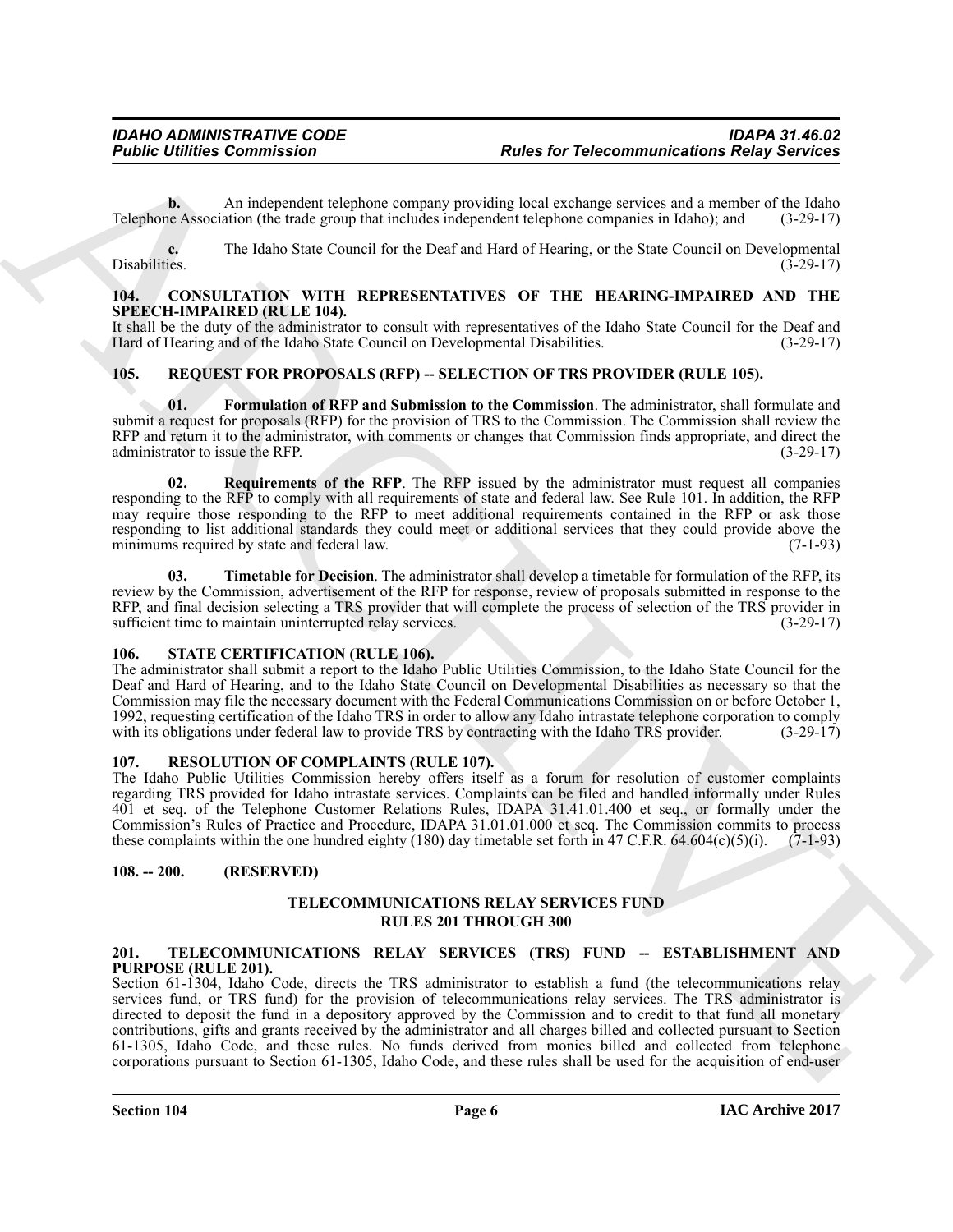**b.** An independent telephone company providing local exchange services and a member of the Idaho Telephone Association (the trade group that includes independent telephone companies in Idaho); and (3-29-17)

**c.** The Idaho State Council for the Deaf and Hard of Hearing, or the State Council on Developmental Disabilities. (3-29-17)

### 104. CONSULTATION WITH REPRESENTATIVES OF THE HEARING-IMPAIRED AND THE SPEECH-IMPAIRED (RULE 104).

It shall be the duty of the administrator to consult with representatives of the Idaho State Council for the Deaf and Hard of Hearing and of the Idaho State Council on Developmental Disabilities. (3-29-17)

### 105. REQUEST FOR PROPOSALS (RFP) -- SELECTION OF TRS PROVIDER (RULE 105).

**01. Formulation of RFP and Submission to the Commission**. The administrator, shall formulate and submit a request for proposals (RFP) for the provision of TRS to the Commission. The Commission shall review the RFP and return it to the administrator, with comments or changes that Commission finds appropriate, and direct the administrator to issue the RFP. (3-29-17)

**02. Requirements of the RFP**. The RFP issued by the administrator must request all companies responding to the RFP to comply with all requirements of state and federal law. See Rule 101. In addition, the RFP may require those responding to the RFP to meet additional requirements contained in the RFP or ask those responding to list additional standards they could meet or additional services that they could provide above the minimums required by state and federal law. (7-1-93)

**03. Timetable for Decision**. The administrator shall develop a timetable for formulation of the RFP, its review by the Commission, advertisement of the RFP for response, review of proposals submitted in response to the RFP, and final decision selecting a TRS provider that will complete the process of selection of the TRS provider in sufficient time to maintain uninterrupted relay services. (3-29-17)

### 106. STATE CERTIFICATION (RULE 106).

The administrator shall submit a report to the Idaho Public Utilities Commission, to the Idaho State Council for the Deaf and Hard of Hearing, and to the Idaho State Council on Developmental Disabilities as necessary so that the Commission may file the necessary document with the Federal Communications Commission on or before October 1, 1992, requesting certification of the Idaho TRS in order to allow any Idaho intrastate telephone corporation to comply with its obligations under federal law to provide TRS by contracting with the Idaho TRS provider. (3-29-17)

### 107. RESOLUTION OF COMPLAINTS (RULE 107).

The Idaho Public Utilities Commission hereby offers itself as a forum for resolution of customer complaints regarding TRS provided for Idaho intrastate services. Complaints can be filed and handled informally under Rules 401 et seq. of the Telephone Customer Relations Rules, IDAPA 31.41.01.400 et seq., or formally under the Commission's Rules of Practice and Procedure, IDAPA 31.01.01.000 et seq. The Commission commits to process these complaints within the one hundred eighty (180) day timetable set forth in 47 C.F.R. 64.604(c)(5)(i). (7-1-93)

### 108. -- 200. (RESERVED)

## TELECOMMUNICATIONS RELAY SERVICES FUND RULES 201 THROUGH 300

### 201. TELECOMMUNICATIONS RELAY SERVICES (TRS) FUND -- ESTABLISHMENT AND PURPOSE (RULE 201).

Section 61-1304, Idaho Code, directs the TRS administrator to establish a fund (the telecommunications relay services fund, or TRS fund) for the provision of telecommunications relay services. The TRS administrator is directed to deposit the fund in a depository approved by the Commission and to credit to that fund all monetary contributions, gifts and grants received by the administrator and all charges billed and collected pursuant to Section 61-1305, Idaho Code, and these rules. No funds derived from monies billed and collected from telephone corporations pursuant to Section 61-1305, Idaho Code, and these rules shall be used for the acquisition of end-user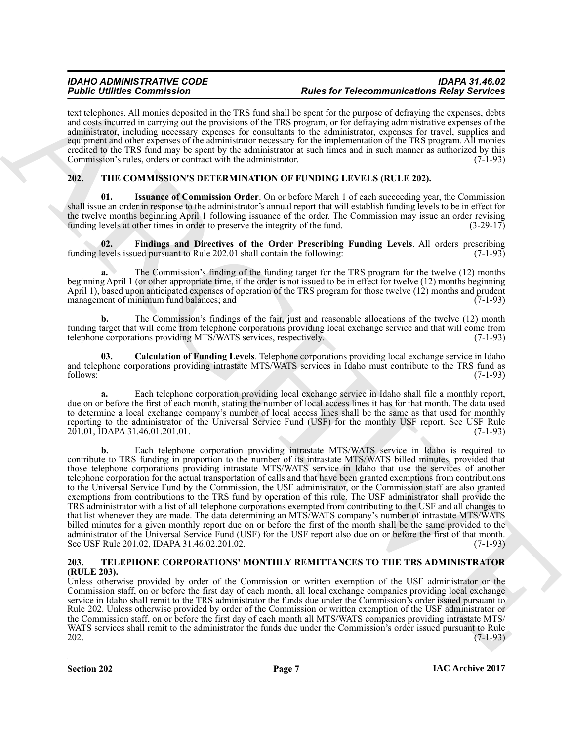text telephones. All monies deposited in the TRS fund shall be spent for the purpose of defraying the expenses, debts and costs incurred in carrying out the provisions of the TRS program, or for defraying administrative expenses of the administrator, including necessary expenses for consultants to the administrator, expenses for travel, supplies and equipment and other expenses of the administrator necessary for the implementation of the TRS program. All monies credited to the TRS fund may be spent by the administrator at such times and in such manner as authorized by this Commission's rules, orders or contract with the administrator. (7-1-93)

## 202. THE COMMISSION'S DETERMINATION OF FUNDING LEVELS (RULE 202).

**01. Issuance of Commission Order**. On or before March 1 of each succeeding year, the Commission shall issue an order in response to the administrator's annual report that will establish funding levels to be in effect for the twelve months beginning April 1 following issuance of the order. The Commission may issue an order revising funding levels at other times in order to preserve the integrity of the fund. (3-29-17)

**02. Findings and Directives of the Order Prescribing Funding Levels**. All orders prescribing funding levels issued pursuant to Rule 202.01 shall contain the following: (7-1-93)

**a.** The Commission's finding of the funding target for the TRS program for the twelve (12) months beginning April 1 (or other appropriate time, if the order is not issued to be in effect for twelve (12) months beginning April 1), based upon anticipated expenses of operation of the TRS program for those twelve (12) months and prudent management of minimum fund balances; and (7-1-93)

**b.** The Commission's findings of the fair, just and reasonable allocations of the twelve (12) month funding target that will come from telephone corporations providing local exchange service and that will come from telephone corporations providing MTS/WATS services, respectively. (7-1-93)

**03. Calculation of Funding Levels**. Telephone corporations providing local exchange service in Idaho and telephone corporations providing intrastate MTS/WATS services in Idaho must contribute to the TRS fund as follows: (7-1-93)

**a.** Each telephone corporation providing local exchange service in Idaho shall file a monthly report, due on or before the first of each month, stating the number of local access lines it has for that month. The data used to determine a local exchange company's number of local access lines shall be the same as that used for monthly reporting to the administrator of the Universal Service Fund (USF) for the monthly USF report. See USF Rule 201.01, IDAPA 31.46.01.201.01. (7-1-93)

**b.** Each telephone corporation providing intrastate MTS/WATS service in Idaho is required to contribute to TRS funding in proportion to the number of its intrastate MTS/WATS billed minutes, provided that those telephone corporations providing intrastate MTS/WATS service in Idaho that use the services of another telephone corporation for the actual transportation of calls and that have been granted exemptions from contributions to the Universal Service Fund by the Commission, the USF administrator, or the Commission staff are also granted exemptions from contributions to the TRS fund by operation of this rule. The USF administrator shall provide the TRS administrator with a list of all telephone corporations exempted from contributing to the USF and all changes to that list whenever they are made. The data determining an MTS/WATS company's number of intrastate MTS/WATS billed minutes for a given monthly report due on or before the first of the month shall be the same provided to the administrator of the Universal Service Fund (USF) for the USF report also due on or before the first of that month. See USF Rule 201.02, IDAPA 31.46.02.201.02. (7-1-93)

## 203. TELEPHONE CORPORATIONS' MONTHLY REMITTANCES TO THE TRS ADMINISTRATOR (RULE 203).

Unless otherwise provided by order of the Commission or written exemption of the USF administrator or the Commission staff, on or before the first day of each month, all local exchange companies providing local exchange service in Idaho shall remit to the TRS administrator the funds due under the Commission's order issued pursuant to Rule 202. Unless otherwise provided by order of the Commission or written exemption of the USF administrator or the Commission staff, on or before the first day of each month all MTS/WATS companies providing intrastate MTS/WATS services shall remit to the administrator the funds due under the Commission's order issued pursuant to Rule 202. (7-1-93)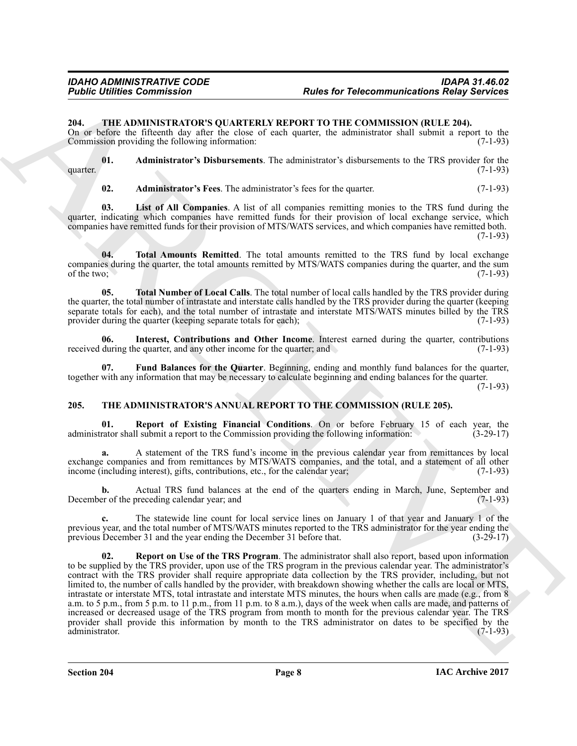## 204. THE ADMINISTRATOR'S QUARTERLY REPORT TO THE COMMISSION (RULE 204).

On or before the fifteenth day after the close of each quarter, the administrator shall submit a report to the Commission providing the following information: (7-1-93)

**01. Administrator's Disbursements**. The administrator's disbursements to the TRS provider for the quarter. (7-1-93)

**02. Administrator's Fees**. The administrator's fees for the quarter. (7-1-93)

**03. List of All Companies**. A list of all companies remitting monies to the TRS fund during the quarter, indicating which companies have remitted funds for their provision of local exchange service, which companies have remitted funds for their provision of MTS/WATS services, and which companies have remitted both. (7-1-93)

**04. Total Amounts Remitted**. The total amounts remitted to the TRS fund by local exchange companies during the quarter, the total amounts remitted by MTS/WATS companies during the quarter, and the sum of the two; (7-1-93)

**05. Total Number of Local Calls**. The total number of local calls handled by the TRS provider during the quarter, the total number of intrastate and interstate calls handled by the TRS provider during the quarter (keeping separate totals for each), and the total number of intrastate and interstate MTS/WATS minutes billed by the TRS provider during the quarter (keeping separate totals for each); (7-1-93)

**06. Interest, Contributions and Other Income**. Interest earned during the quarter, contributions received during the quarter, and any other income for the quarter; and (7-1-93)

**07. Fund Balances for the Quarter**. Beginning, ending and monthly fund balances for the quarter, together with any information that may be necessary to calculate beginning and ending balances for the quarter. (7-1-93)

## 205. THE ADMINISTRATOR'S ANNUAL REPORT TO THE COMMISSION (RULE 205).

**01. Report of Existing Financial Conditions**. On or before February 15 of each year, the administrator shall submit a report to the Commission providing the following information: (3-29-17)

**a.** A statement of the TRS fund's income in the previous calendar year from remittances by local exchange companies and from remittances by MTS/WATS companies, and the total, and a statement of all other income (including interest), gifts, contributions, etc., for the calendar year; (7-1-93)

**b.** Actual TRS fund balances at the end of the quarters ending in March, June, September and December of the preceding calendar year; and (7-1-93)

**c.** The statewide line count for local service lines on January 1 of that year and January 1 of the previous year, and the total number of MTS/WATS minutes reported to the TRS administrator for the year ending the previous December 31 and the year ending the December 31 before that. (3-29-17)

**02. Report on Use of the TRS Program**. The administrator shall also report, based upon information to be supplied by the TRS provider, upon use of the TRS program in the previous calendar year. The administrator's contract with the TRS provider shall require appropriate data collection by the TRS provider, including, but not limited to, the number of calls handled by the provider, with breakdown showing whether the calls are local or MTS, intrastate or interstate MTS, total intrastate and interstate MTS minutes, the hours when calls are made (e.g., from 8 a.m. to 5 p.m., from 5 p.m. to 11 p.m., from 11 p.m. to 8 a.m.), days of the week when calls are made, and patterns of increased or decreased usage of the TRS program from month to month for the previous calendar year. The TRS provider shall provide this information by month to the TRS administrator on dates to be specified by the administrator. (7-1-93)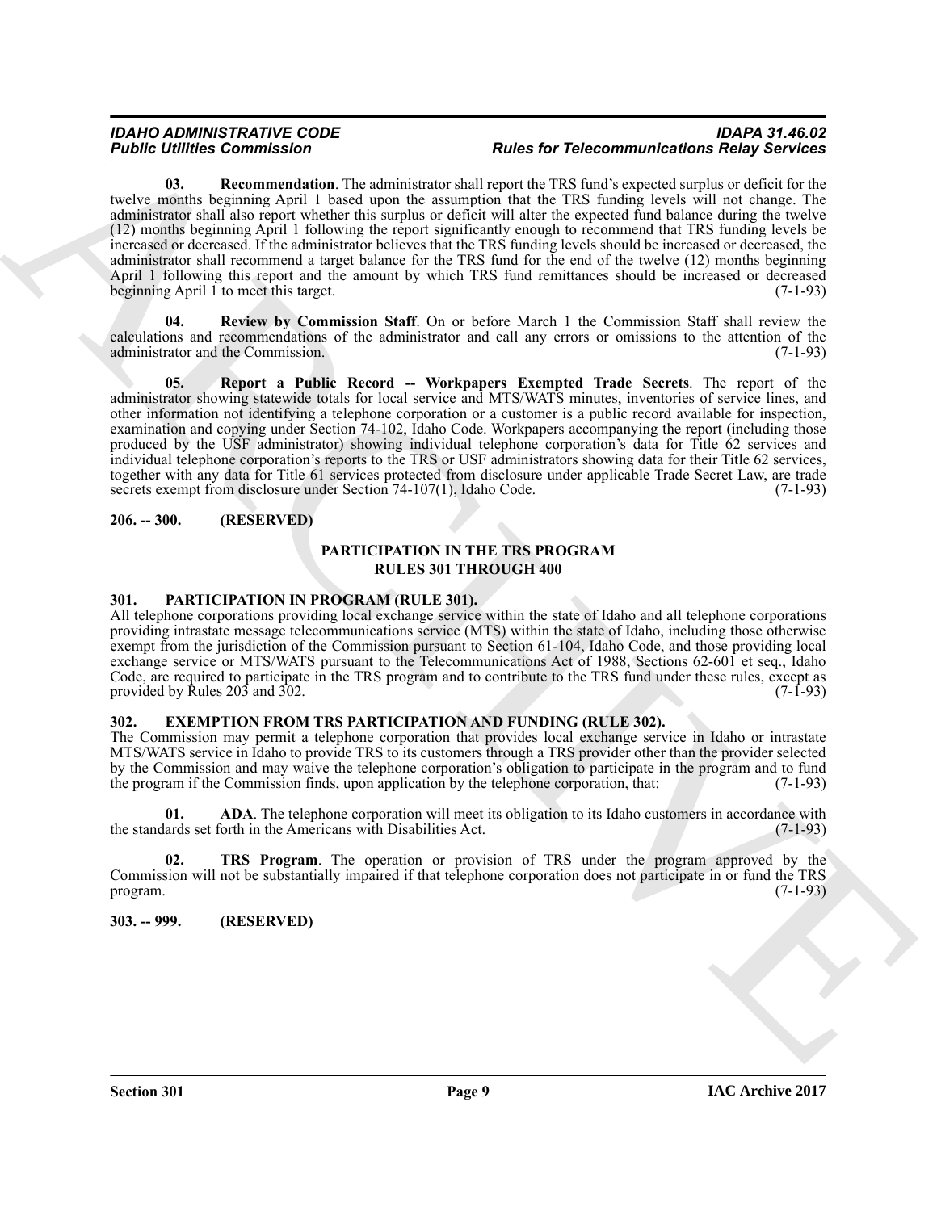**03. Recommendation**. The administrator shall report the TRS fund's expected surplus or deficit for the twelve months beginning April 1 based upon the assumption that the TRS funding levels will not change. The administrator shall also report whether this surplus or deficit will alter the expected fund balance during the twelve (12) months beginning April 1 following the report significantly enough to recommend that TRS funding levels be increased or decreased. If the administrator believes that the TRS funding levels should be increased or decreased, the administrator shall recommend a target balance for the TRS fund for the end of the twelve (12) months beginning April 1 following this report and the amount by which TRS fund remittances should be increased or decreased beginning April 1 to meet this target. (7-1-93)

**04. Review by Commission Staff**. On or before March 1 the Commission Staff shall review the calculations and recommendations of the administrator and call any errors or omissions to the attention of the administrator and the Commission. (7-1-93)

**05. Report a Public Record -- Workpapers Exempted Trade Secrets**. The report of the administrator showing statewide totals for local service and MTS/WATS minutes, inventories of service lines, and other information not identifying a telephone corporation or a customer is a public record available for inspection, examination and copying under Section 74-102, Idaho Code. Workpapers accompanying the report (including those produced by the USF administrator) showing individual telephone corporation's data for Title 62 services and individual telephone corporation's reports to the TRS or USF administrators showing data for their Title 62 services, together with any data for Title 61 services protected from disclosure under applicable Trade Secret Law, are trade secrets exempt from disclosure under Section 74-107(1), Idaho Code. (7-1-93)

**206. -- 300. (RESERVED)**

## PARTICIPATION IN THE TRS PROGRAM
## RULES 301 THROUGH 400

**301. PARTICIPATION IN PROGRAM (RULE 301).**

All telephone corporations providing local exchange service within the state of Idaho and all telephone corporations providing intrastate message telecommunications service (MTS) within the state of Idaho, including those otherwise exempt from the jurisdiction of the Commission pursuant to Section 61-104, Idaho Code, and those providing local exchange service or MTS/WATS pursuant to the Telecommunications Act of 1988, Sections 62-601 et seq., Idaho Code, are required to participate in the TRS program and to contribute to the TRS fund under these rules, except as provided by Rules 203 and 302. (7-1-93)

**302. EXEMPTION FROM TRS PARTICIPATION AND FUNDING (RULE 302).**

The Commission may permit a telephone corporation that provides local exchange service in Idaho or intrastate MTS/WATS service in Idaho to provide TRS to its customers through a TRS provider other than the provider selected by the Commission and may waive the telephone corporation's obligation to participate in the program and to fund the program if the Commission finds, upon application by the telephone corporation, that: (7-1-93)

**01. ADA**. The telephone corporation will meet its obligation to its Idaho customers in accordance with the standards set forth in the Americans with Disabilities Act. (7-1-93)

**02. TRS Program**. The operation or provision of TRS under the program approved by the Commission will not be substantially impaired if that telephone corporation does not participate in or fund the TRS program. (7-1-93)

**303. -- 999. (RESERVED)**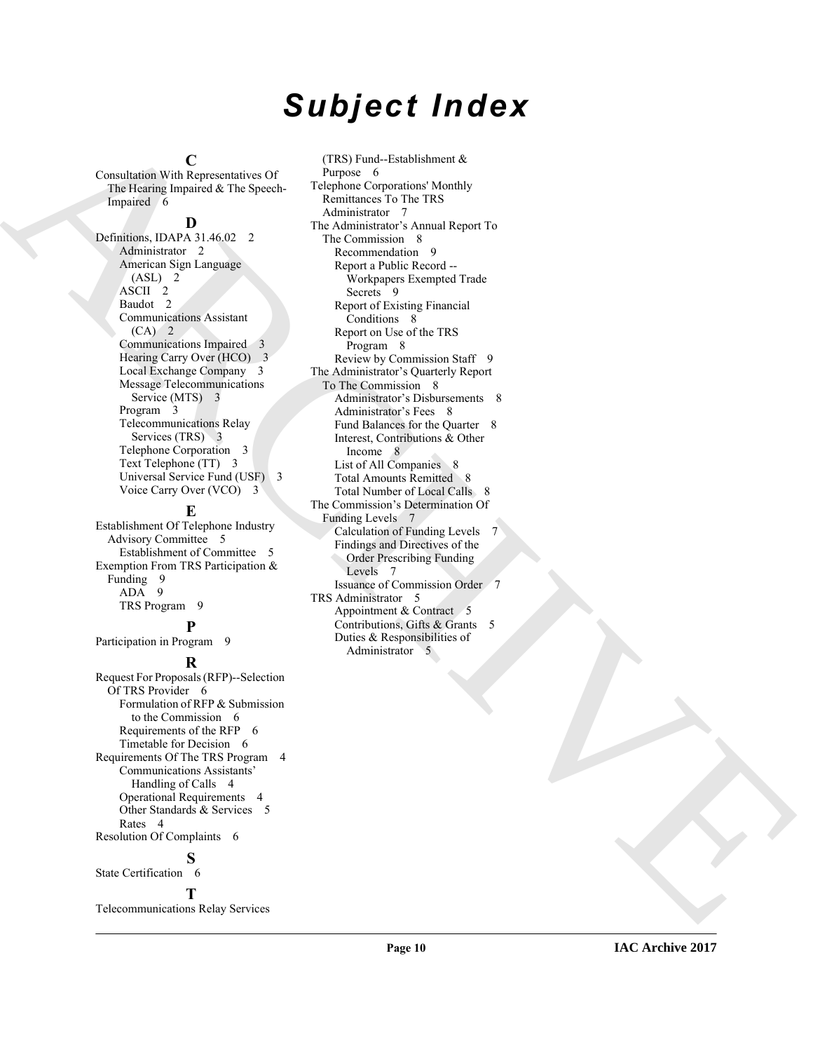# Subject Index

**C**

Consultation With Representatives Of The Hearing Impaired & The Speech-Impaired 6

**D**

Definitions, IDAPA 31.46.02 2
- Administrator 2
- American Sign Language (ASL) 2
- ASCII 2
- Baudot 2
- Communications Assistant (CA) 2
- Communications Impaired 3
- Hearing Carry Over (HCO) 3
- Local Exchange Company 3
- Message Telecommunications Service (MTS) 3
- Program 3
- Telecommunications Relay Services (TRS) 3
- Telephone Corporation 3
- Text Telephone (TT) 3
- Universal Service Fund (USF) 3
- Voice Carry Over (VCO) 3

**E**

Establishment Of Telephone Industry Advisory Committee 5
- Establishment of Committee 5

Exemption From TRS Participation & Funding 9
- ADA 9
- TRS Program 9

**P**

Participation in Program 9

**R**

Request For Proposals (RFP)--Selection Of TRS Provider 6
- Formulation of RFP & Submission to the Commission 6
- Requirements of the RFP 6
- Timetable for Decision 6

Requirements Of The TRS Program 4
- Communications Assistants' Handling of Calls 4
- Operational Requirements 4
- Other Standards & Services 5
- Rates 4

Resolution Of Complaints 6

**S**

State Certification 6

**T**

Telecommunications Relay Services (TRS) Fund--Establishment & Purpose 6

Telephone Corporations' Monthly Remittances To The TRS Administrator 7

The Administrator's Annual Report To The Commission 8
- Recommendation 9
- Report a Public Record -- Workpapers Exempted Trade Secrets 9
- Report of Existing Financial Conditions 8
- Report on Use of the TRS Program 8
- Review by Commission Staff 9

The Administrator's Quarterly Report To The Commission 8
- Administrator's Disbursements 8
- Administrator's Fees 8
- Fund Balances for the Quarter 8
- Interest, Contributions & Other Income 8
- List of All Companies 8
- Total Amounts Remitted 8
- Total Number of Local Calls 8

The Commission's Determination Of Funding Levels 7
- Calculation of Funding Levels 7
- Findings and Directives of the Order Prescribing Funding Levels 7
- Issuance of Commission Order 7

TRS Administrator 5
- Appointment & Contract 5
- Contributions, Gifts & Grants 5
- Duties & Responsibilities of Administrator 5